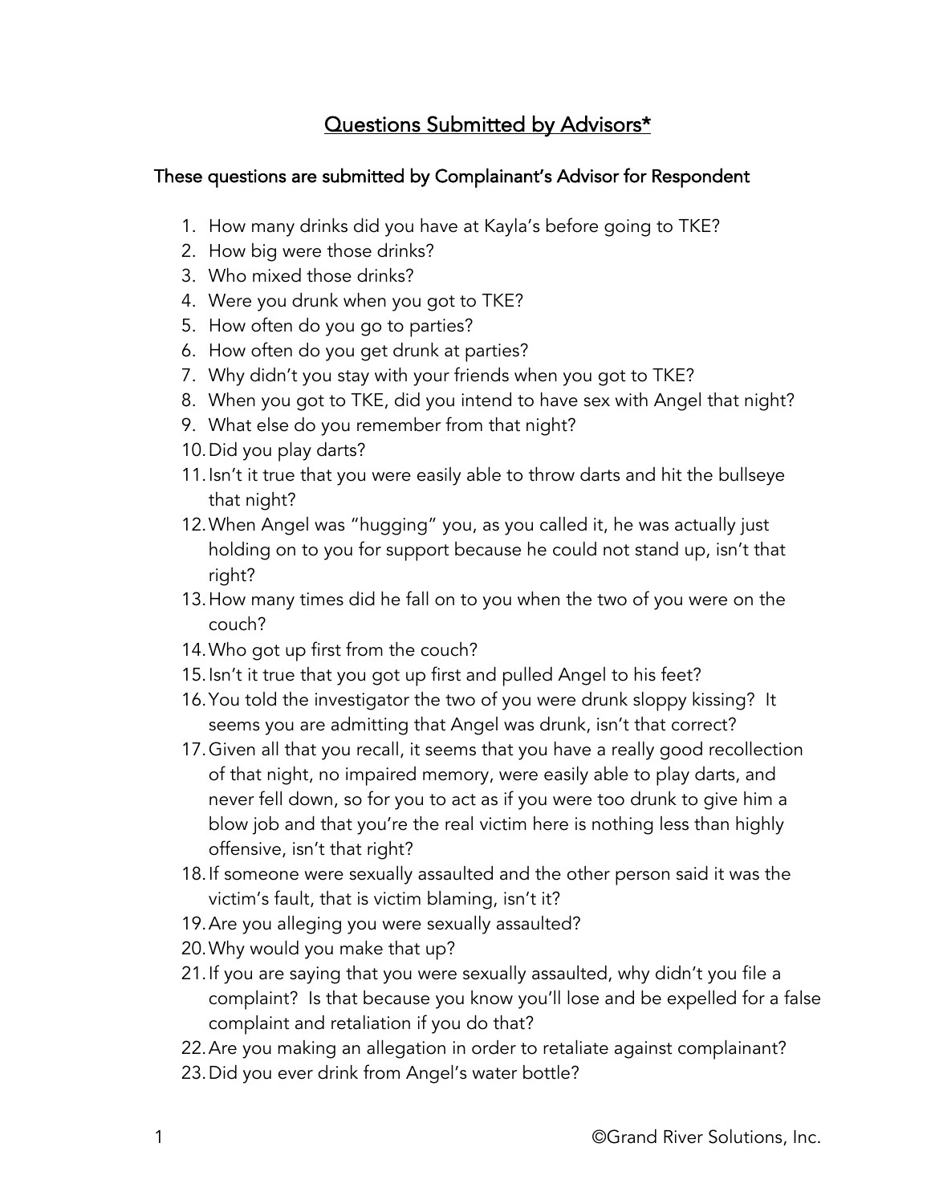# Questions Submitted by Advisors*

## These questions are submitted by Complainant's Advisor for Respondent

1. How many drinks did you have at Kayla's before going to TKE?
2. How big were those drinks?
3. Who mixed those drinks?
4. Were you drunk when you got to TKE?
5. How often do you go to parties?
6. How often do you get drunk at parties?
7. Why didn't you stay with your friends when you got to TKE?
8. When you got to TKE, did you intend to have sex with Angel that night?
9. What else do you remember from that night?
10. Did you play darts?
11. Isn't it true that you were easily able to throw darts and hit the bullseye that night?
12. When Angel was "hugging" you, as you called it, he was actually just holding on to you for support because he could not stand up, isn't that right?
13. How many times did he fall on to you when the two of you were on the couch?
14. Who got up first from the couch?
15. Isn't it true that you got up first and pulled Angel to his feet?
16. You told the investigator the two of you were drunk sloppy kissing? It seems you are admitting that Angel was drunk, isn't that correct?
17. Given all that you recall, it seems that you have a really good recollection of that night, no impaired memory, were easily able to play darts, and never fell down, so for you to act as if you were too drunk to give him a blow job and that you're the real victim here is nothing less than highly offensive, isn't that right?
18. If someone were sexually assaulted and the other person said it was the victim's fault, that is victim blaming, isn't it?
19. Are you alleging you were sexually assaulted?
20. Why would you make that up?
21. If you are saying that you were sexually assaulted, why didn't you file a complaint? Is that because you know you'll lose and be expelled for a false complaint and retaliation if you do that?
22. Are you making an allegation in order to retaliate against complainant?
23. Did you ever drink from Angel's water bottle?

©Grand River Solutions, Inc.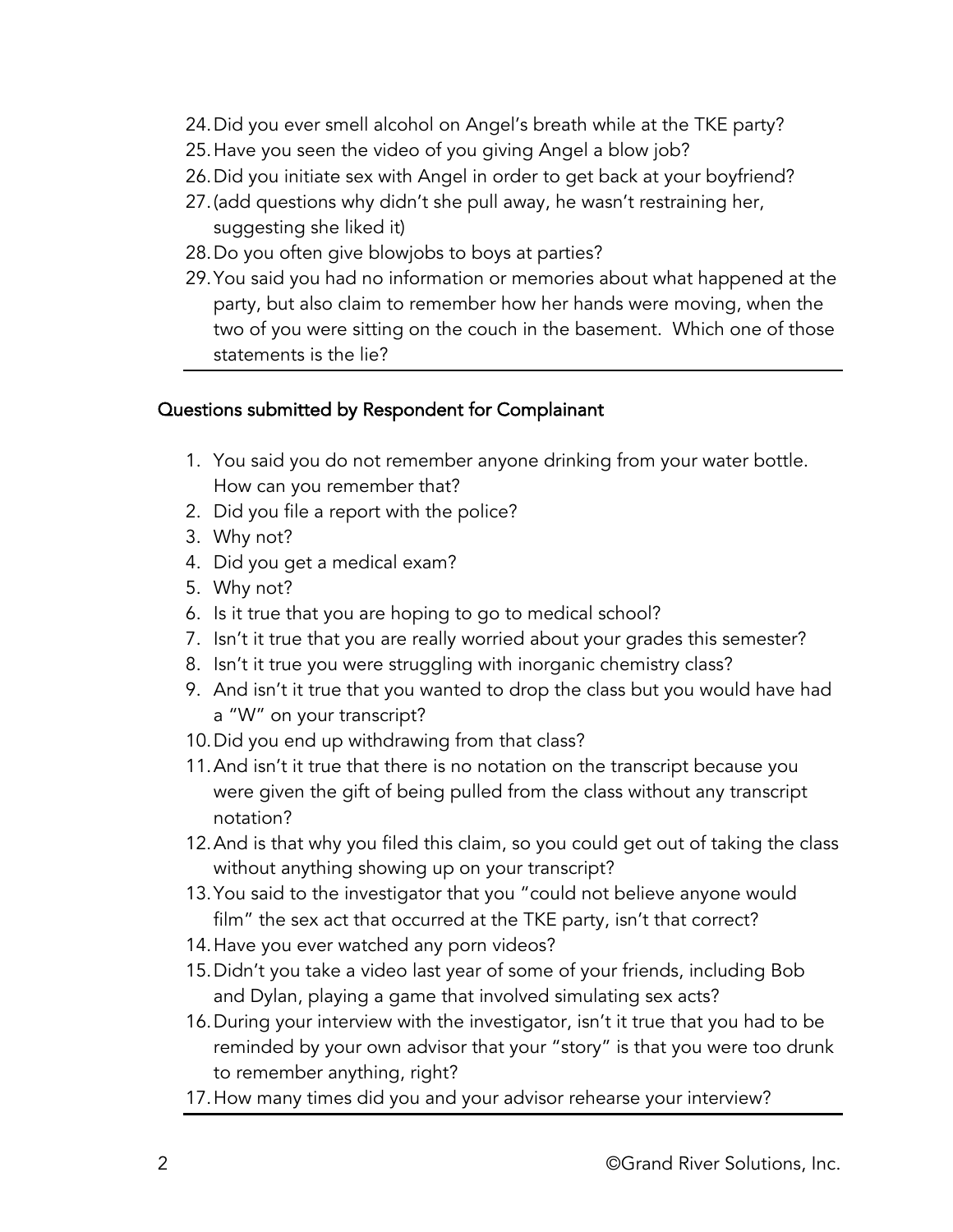24. Did you ever smell alcohol on Angel's breath while at the TKE party?
25. Have you seen the video of you giving Angel a blow job?
26. Did you initiate sex with Angel in order to get back at your boyfriend?
27. (add questions why didn't she pull away, he wasn't restraining her, suggesting she liked it)
28. Do you often give blowjobs to boys at parties?
29. You said you had no information or memories about what happened at the party, but also claim to remember how her hands were moving, when the two of you were sitting on the couch in the basement. Which one of those statements is the lie?

---

## Questions submitted by Respondent for Complainant

1. You said you do not remember anyone drinking from your water bottle. How can you remember that?
2. Did you file a report with the police?
3. Why not?
4. Did you get a medical exam?
5. Why not?
6. Is it true that you are hoping to go to medical school?
7. Isn't it true that you are really worried about your grades this semester?
8. Isn't it true you were struggling with inorganic chemistry class?
9. And isn't it true that you wanted to drop the class but you would have had a "W" on your transcript?
10. Did you end up withdrawing from that class?
11. And isn't it true that there is no notation on the transcript because you were given the gift of being pulled from the class without any transcript notation?
12. And is that why you filed this claim, so you could get out of taking the class without anything showing up on your transcript?
13. You said to the investigator that you "could not believe anyone would film" the sex act that occurred at the TKE party, isn't that correct?
14. Have you ever watched any porn videos?
15. Didn't you take a video last year of some of your friends, including Bob and Dylan, playing a game that involved simulating sex acts?
16. During your interview with the investigator, isn't it true that you had to be reminded by your own advisor that your "story" is that you were too drunk to remember anything, right?
17. How many times did you and your advisor rehearse your interview?

---

©Grand River Solutions, Inc.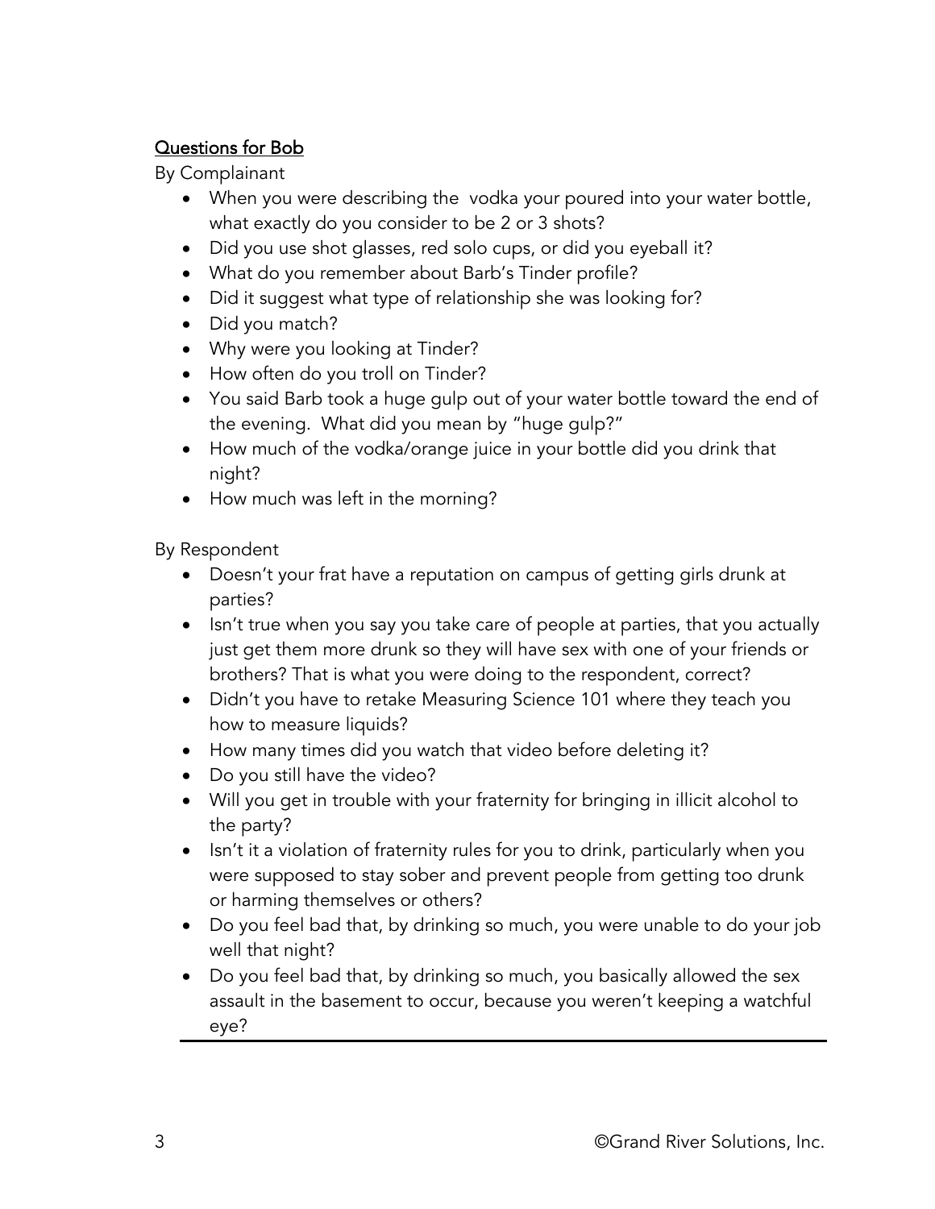<u>Questions for Bob</u>

By Complainant

- When you were describing the  vodka your poured into your water bottle, what exactly do you consider to be 2 or 3 shots?
- Did you use shot glasses, red solo cups, or did you eyeball it?
- What do you remember about Barb's Tinder profile?
- Did it suggest what type of relationship she was looking for?
- Did you match?
- Why were you looking at Tinder?
- How often do you troll on Tinder?
- You said Barb took a huge gulp out of your water bottle toward the end of the evening.  What did you mean by "huge gulp?"
- How much of the vodka/orange juice in your bottle did you drink that night?
- How much was left in the morning?

By Respondent

- Doesn't your frat have a reputation on campus of getting girls drunk at parties?
- Isn't true when you say you take care of people at parties, that you actually just get them more drunk so they will have sex with one of your friends or brothers? That is what you were doing to the respondent, correct?
- Didn't you have to retake Measuring Science 101 where they teach you how to measure liquids?
- How many times did you watch that video before deleting it?
- Do you still have the video?
- Will you get in trouble with your fraternity for bringing in illicit alcohol to the party?
- Isn't it a violation of fraternity rules for you to drink, particularly when you were supposed to stay sober and prevent people from getting too drunk or harming themselves or others?
- Do you feel bad that, by drinking so much, you were unable to do your job well that night?
- Do you feel bad that, by drinking so much, you basically allowed the sex assault in the basement to occur, because you weren't keeping a watchful eye?

©Grand River Solutions, Inc.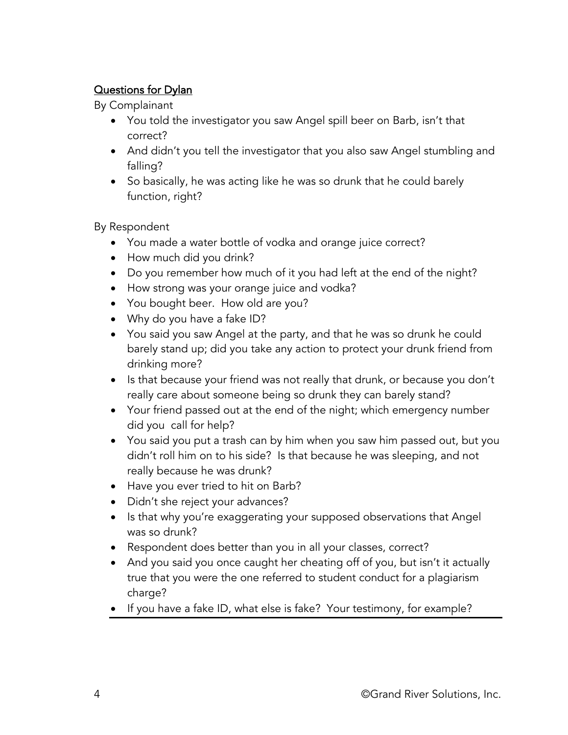<u>Questions for Dylan</u>

By Complainant

- You told the investigator you saw Angel spill beer on Barb, isn't that correct?
- And didn't you tell the investigator that you also saw Angel stumbling and falling?
- So basically, he was acting like he was so drunk that he could barely function, right?

By Respondent

- You made a water bottle of vodka and orange juice correct?
- How much did you drink?
- Do you remember how much of it you had left at the end of the night?
- How strong was your orange juice and vodka?
- You bought beer. How old are you?
- Why do you have a fake ID?
- You said you saw Angel at the party, and that he was so drunk he could barely stand up; did you take any action to protect your drunk friend from drinking more?
- Is that because your friend was not really that drunk, or because you don't really care about someone being so drunk they can barely stand?
- Your friend passed out at the end of the night; which emergency number did you call for help?
- You said you put a trash can by him when you saw him passed out, but you didn't roll him on to his side? Is that because he was sleeping, and not really because he was drunk?
- Have you ever tried to hit on Barb?
- Didn't she reject your advances?
- Is that why you're exaggerating your supposed observations that Angel was so drunk?
- Respondent does better than you in all your classes, correct?
- And you said you once caught her cheating off of you, but isn't it actually true that you were the one referred to student conduct for a plagiarism charge?
- If you have a fake ID, what else is fake? Your testimony, for example?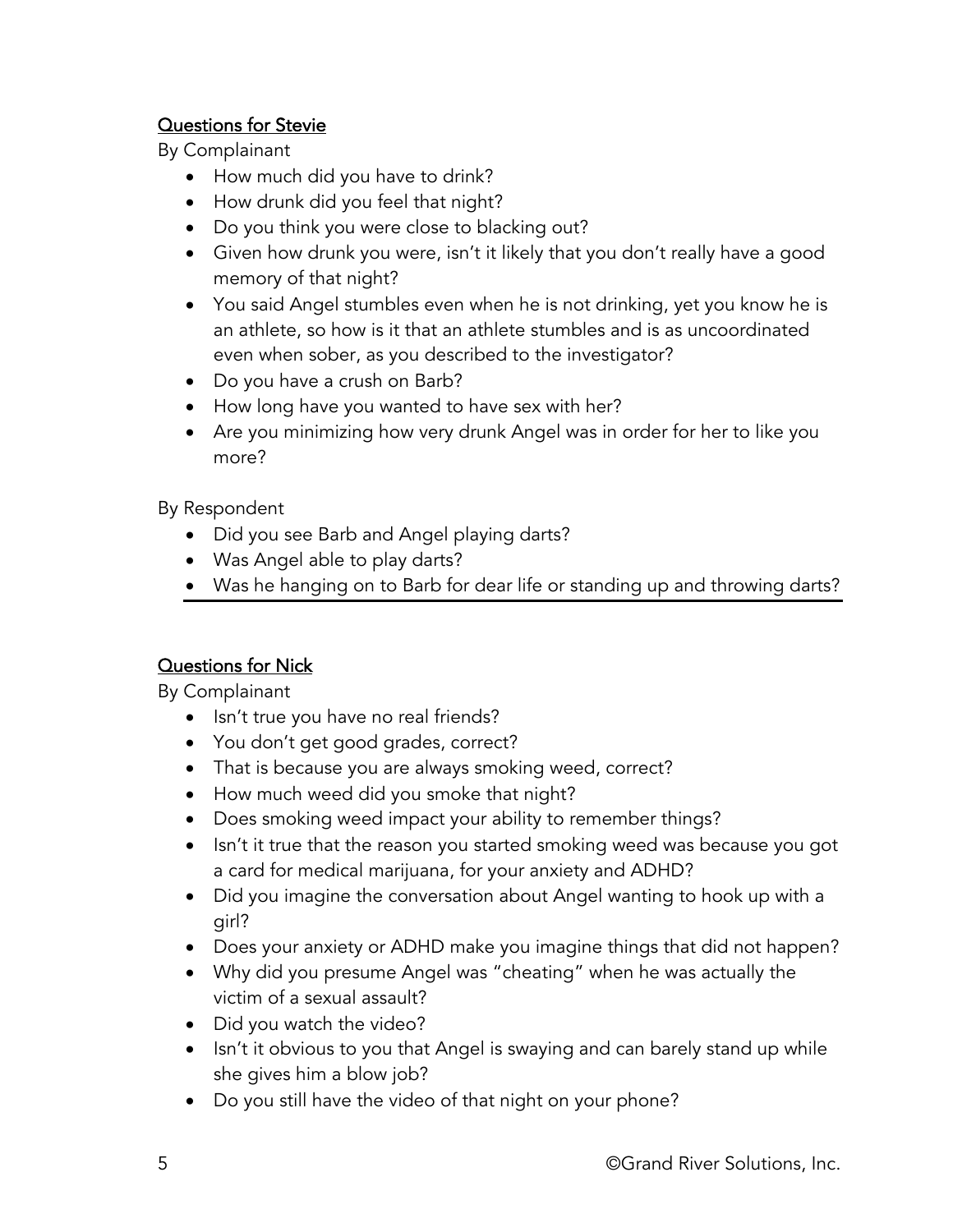## Questions for Stevie

By Complainant

- How much did you have to drink?
- How drunk did you feel that night?
- Do you think you were close to blacking out?
- Given how drunk you were, isn't it likely that you don't really have a good memory of that night?
- You said Angel stumbles even when he is not drinking, yet you know he is an athlete, so how is it that an athlete stumbles and is as uncoordinated even when sober, as you described to the investigator?
- Do you have a crush on Barb?
- How long have you wanted to have sex with her?
- Are you minimizing how very drunk Angel was in order for her to like you more?

By Respondent

- Did you see Barb and Angel playing darts?
- Was Angel able to play darts?
- Was he hanging on to Barb for dear life or standing up and throwing darts?

---

## Questions for Nick

By Complainant

- Isn't true you have no real friends?
- You don't get good grades, correct?
- That is because you are always smoking weed, correct?
- How much weed did you smoke that night?
- Does smoking weed impact your ability to remember things?
- Isn't it true that the reason you started smoking weed was because you got a card for medical marijuana, for your anxiety and ADHD?
- Did you imagine the conversation about Angel wanting to hook up with a girl?
- Does your anxiety or ADHD make you imagine things that did not happen?
- Why did you presume Angel was "cheating" when he was actually the victim of a sexual assault?
- Did you watch the video?
- Isn't it obvious to you that Angel is swaying and can barely stand up while she gives him a blow job?
- Do you still have the video of that night on your phone?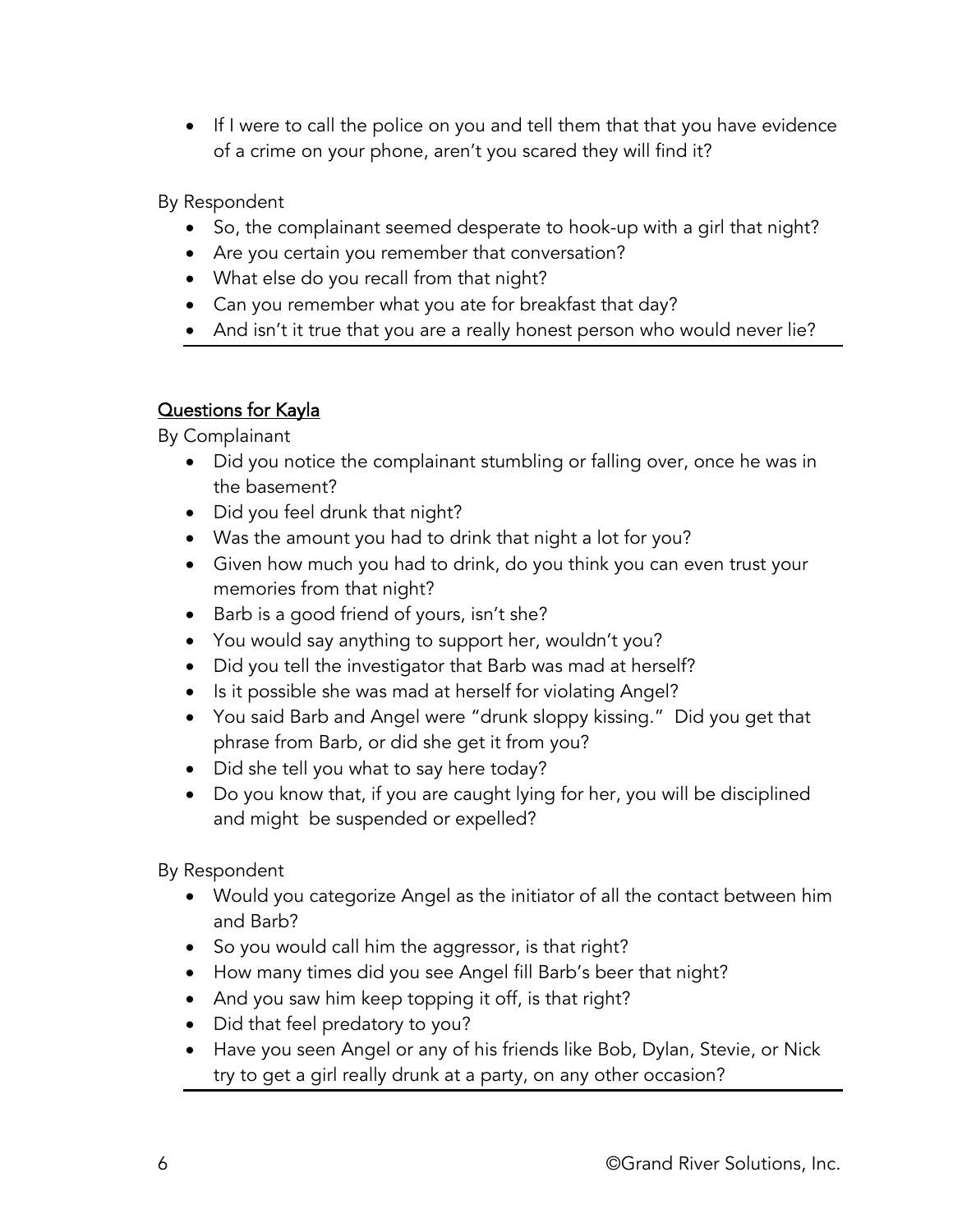- If I were to call the police on you and tell them that that you have evidence of a crime on your phone, aren't you scared they will find it?

By Respondent

- So, the complainant seemed desperate to hook-up with a girl that night?
- Are you certain you remember that conversation?
- What else do you recall from that night?
- Can you remember what you ate for breakfast that day?
- And isn't it true that you are a really honest person who would never lie?

---

## <u>Questions for Kayla</u>

By Complainant

- Did you notice the complainant stumbling or falling over, once he was in the basement?
- Did you feel drunk that night?
- Was the amount you had to drink that night a lot for you?
- Given how much you had to drink, do you think you can even trust your memories from that night?
- Barb is a good friend of yours, isn't she?
- You would say anything to support her, wouldn't you?
- Did you tell the investigator that Barb was mad at herself?
- Is it possible she was mad at herself for violating Angel?
- You said Barb and Angel were "drunk sloppy kissing." Did you get that phrase from Barb, or did she get it from you?
- Did she tell you what to say here today?
- Do you know that, if you are caught lying for her, you will be disciplined and might be suspended or expelled?

By Respondent

- Would you categorize Angel as the initiator of all the contact between him and Barb?
- So you would call him the aggressor, is that right?
- How many times did you see Angel fill Barb's beer that night?
- And you saw him keep topping it off, is that right?
- Did that feel predatory to you?
- Have you seen Angel or any of his friends like Bob, Dylan, Stevie, or Nick try to get a girl really drunk at a party, on any other occasion?

---

©Grand River Solutions, Inc.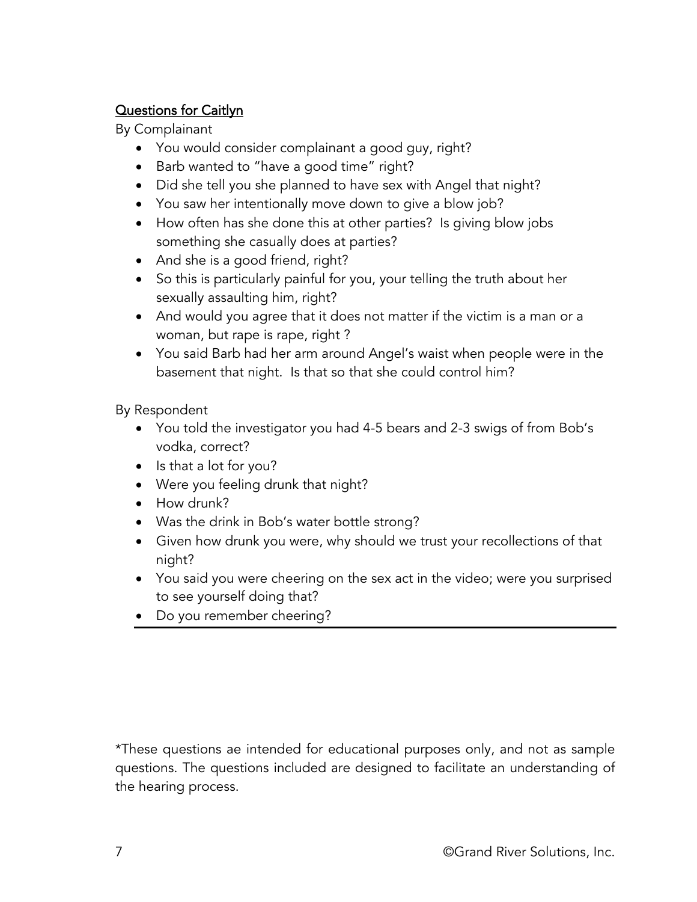<u>Questions for Caitlyn</u>

By Complainant

- You would consider complainant a good guy, right?
- Barb wanted to "have a good time" right?
- Did she tell you she planned to have sex with Angel that night?
- You saw her intentionally move down to give a blow job?
- How often has she done this at other parties? Is giving blow jobs something she casually does at parties?
- And she is a good friend, right?
- So this is particularly painful for you, your telling the truth about her sexually assaulting him, right?
- And would you agree that it does not matter if the victim is a man or a woman, but rape is rape, right ?
- You said Barb had her arm around Angel's waist when people were in the basement that night. Is that so that she could control him?

By Respondent

- You told the investigator you had 4-5 bears and 2-3 swigs of from Bob's vodka, correct?
- Is that a lot for you?
- Were you feeling drunk that night?
- How drunk?
- Was the drink in Bob's water bottle strong?
- Given how drunk you were, why should we trust your recollections of that night?
- You said you were cheering on the sex act in the video; were you surprised to see yourself doing that?
- Do you remember cheering?

---

*These questions ae intended for educational purposes only, and not as sample questions. The questions included are designed to facilitate an understanding of the hearing process.

©Grand River Solutions, Inc.